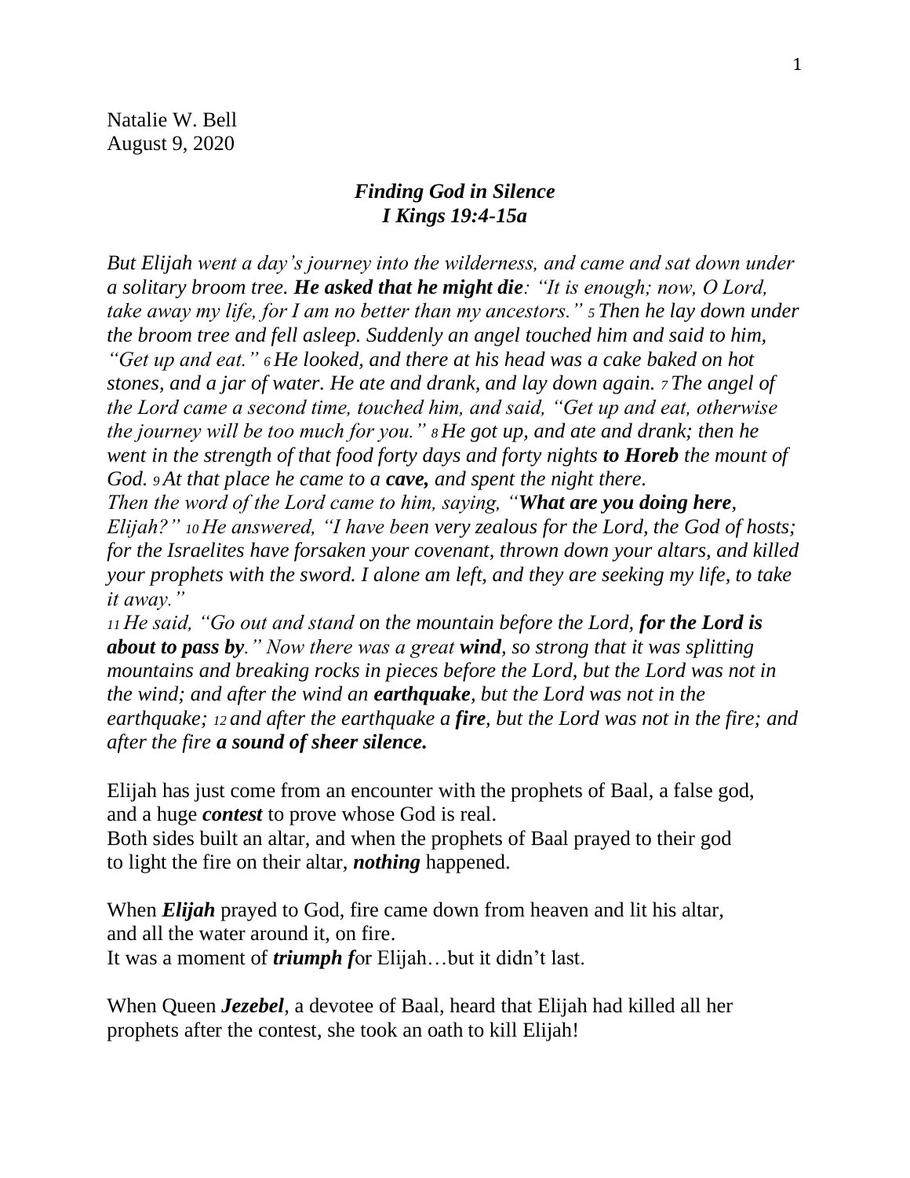Natalie W. Bell
August 9, 2020

### *Finding God in Silence*
### *I Kings 19:4-15a*

*But Elijah went a day's journey into the wilderness, and came and sat down under a solitary broom tree. **He asked that he might die**: "It is enough; now, O Lord, take away my life, for I am no better than my ancestors."* 5 *Then he lay down under the broom tree and fell asleep. Suddenly an angel touched him and said to him, "Get up and eat."* 6 *He looked, and there at his head was a cake baked on hot stones, and a jar of water. He ate and drank, and lay down again.* 7 *The angel of the Lord came a second time, touched him, and said, "Get up and eat, otherwise the journey will be too much for you."* 8 *He got up, and ate and drank; then he went in the strength of that food forty days and forty nights **to Horeb** the mount of God.* 9 *At that place he came to a **cave,** and spent the night there.*
*Then the word of the Lord came to him, saying, "**What are you doing here**, Elijah?"* 10 *He answered, "I have been very zealous for the Lord, the God of hosts; for the Israelites have forsaken your covenant, thrown down your altars, and killed your prophets with the sword. I alone am left, and they are seeking my life, to take it away."*
11 *He said, "Go out and stand on the mountain before the Lord, **for the Lord is about to pass by**." Now there was a great **wind**, so strong that it was splitting mountains and breaking rocks in pieces before the Lord, but the Lord was not in the wind; and after the wind an **earthquake**, but the Lord was not in the earthquake;* 12 *and after the earthquake a **fire**, but the Lord was not in the fire; and after the fire **a sound of sheer silence.***

Elijah has just come from an encounter with the prophets of Baal, a false god, and a huge ***contest*** to prove whose God is real.
Both sides built an altar, and when the prophets of Baal prayed to their god to light the fire on their altar, ***nothing*** happened.

When ***Elijah*** prayed to God, fire came down from heaven and lit his altar, and all the water around it, on fire.
It was a moment of ***triumph f***or Elijah…but it didn't last.

When Queen ***Jezebel***, a devotee of Baal, heard that Elijah had killed all her prophets after the contest, she took an oath to kill Elijah!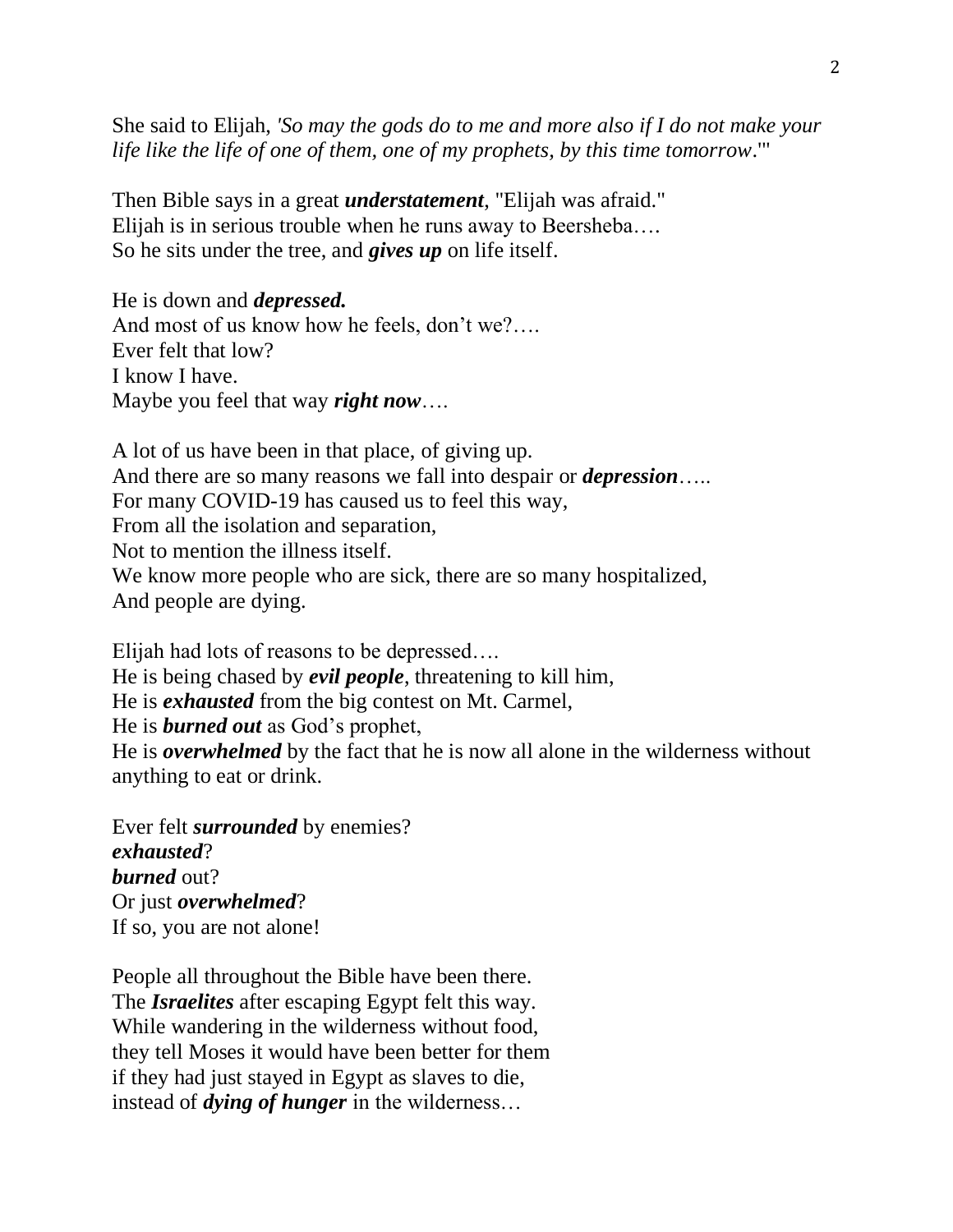She said to Elijah, *'So may the gods do to me and more also if I do not make your life like the life of one of them, one of my prophets, by this time tomorrow*.'"

Then Bible says in a great ***understatement***, "Elijah was afraid."
Elijah is in serious trouble when he runs away to Beersheba….
So he sits under the tree, and ***gives up*** on life itself.

He is down and ***depressed.***
And most of us know how he feels, don't we?….
Ever felt that low?
I know I have.
Maybe you feel that way ***right now***….

A lot of us have been in that place, of giving up.
And there are so many reasons we fall into despair or ***depression*****…..**
For many COVID-19 has caused us to feel this way,
From all the isolation and separation,
Not to mention the illness itself.
We know more people who are sick, there are so many hospitalized,
And people are dying.

Elijah had lots of reasons to be depressed….
He is being chased by ***evil people***, threatening to kill him,
He is ***exhausted*** from the big contest on Mt. Carmel,
He is ***burned out*** as God's prophet,
He is ***overwhelmed*** by the fact that he is now all alone in the wilderness without anything to eat or drink.

Ever felt ***surrounded*** by enemies?
***exhausted***?
***burned*** out?
Or just ***overwhelmed***?
If so, you are not alone!

People all throughout the Bible have been there.
The ***Israelites*** after escaping Egypt felt this way.
While wandering in the wilderness without food,
they tell Moses it would have been better for them
if they had just stayed in Egypt as slaves to die,
instead of ***dying of hunger*** in the wilderness…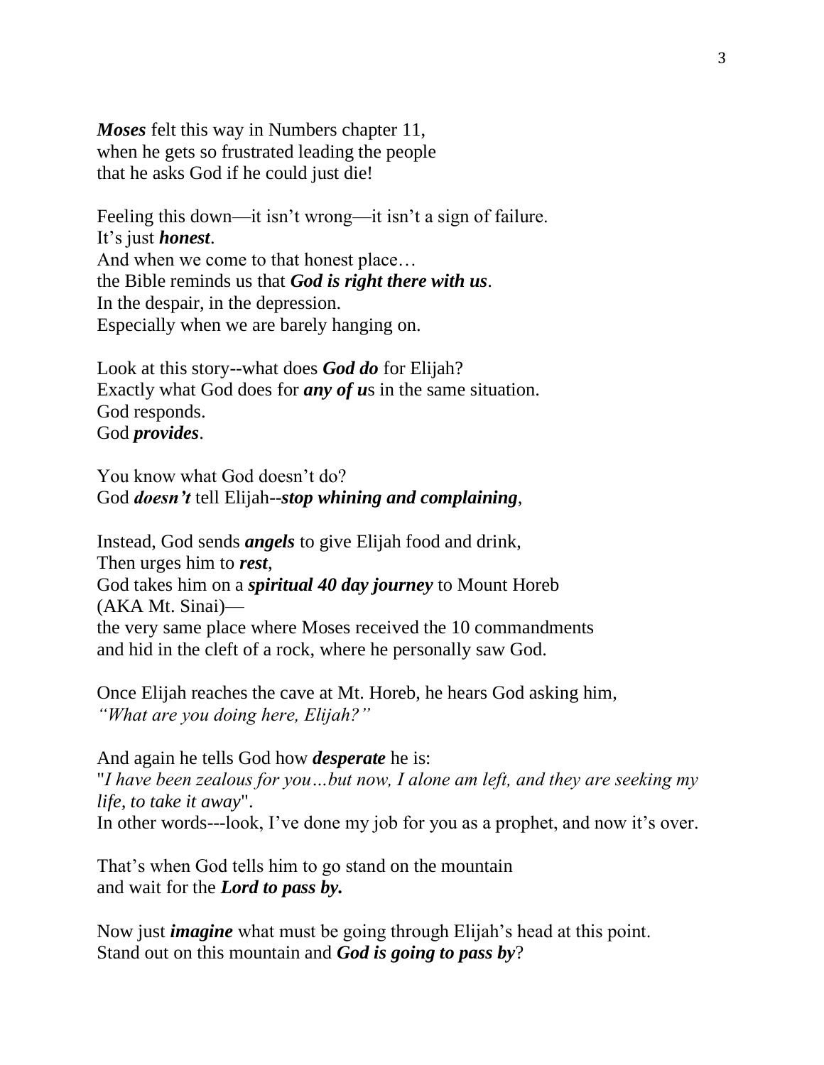***Moses*** felt this way in Numbers chapter 11,
when he gets so frustrated leading the people
that he asks God if he could just die!

Feeling this down—it isn't wrong—it isn't a sign of failure.
It's just ***honest***.
And when we come to that honest place…
the Bible reminds us that ***God is right there with us***.
In the despair, in the depression.
Especially when we are barely hanging on.

Look at this story--what does ***God do*** for Elijah?
Exactly what God does for ***any of u***s in the same situation.
God responds.
God ***provides***.

You know what God doesn't do?
God ***doesn't*** tell Elijah--***stop whining and complaining***,

Instead, God sends ***angels*** to give Elijah food and drink,
Then urges him to ***rest***,
God takes him on a ***spiritual 40 day journey*** to Mount Horeb
(AKA Mt. Sinai)—
the very same place where Moses received the 10 commandments
and hid in the cleft of a rock, where he personally saw God.

Once Elijah reaches the cave at Mt. Horeb, he hears God asking him,
*"What are you doing here, Elijah?"*

And again he tells God how ***desperate*** he is:
"*I have been zealous for you…but now, I alone am left, and they are seeking my life, to take it away*".
In other words---look, I've done my job for you as a prophet, and now it's over.

That's when God tells him to go stand on the mountain
and wait for the ***Lord to pass by.***

Now just ***imagine*** what must be going through Elijah's head at this point.
Stand out on this mountain and ***God is going to pass by***?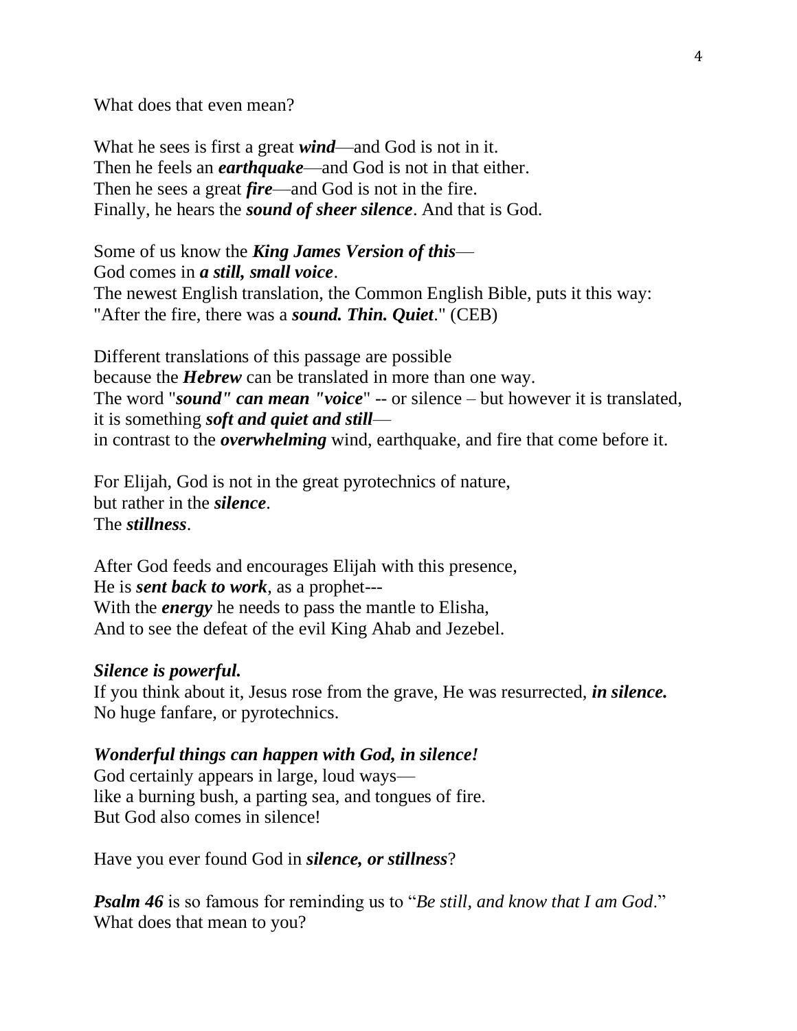What does that even mean?

What he sees is first a great ***wind***—and God is not in it.
Then he feels an ***earthquake***—and God is not in that either.
Then he sees a great ***fire***—and God is not in the fire.
Finally, he hears the ***sound of sheer silence***. And that is God.

Some of us know the ***King James Version of this***—
God comes in ***a still, small voice***.
The newest English translation, the Common English Bible, puts it this way:
"After the fire, there was a ***sound. Thin. Quiet***." (CEB)

Different translations of this passage are possible
because the ***Hebrew*** can be translated in more than one way.
The word "***sound" can mean "voice***" -- or silence – but however it is translated,
it is something ***soft and quiet and still***—
in contrast to the ***overwhelming*** wind, earthquake, and fire that come before it.

For Elijah, God is not in the great pyrotechnics of nature,
but rather in the ***silence***.
The ***stillness***.

After God feeds and encourages Elijah with this presence,
He is ***sent back to work***, as a prophet---
With the ***energy*** he needs to pass the mantle to Elisha,
And to see the defeat of the evil King Ahab and Jezebel.

***Silence is powerful.***
If you think about it, Jesus rose from the grave, He was resurrected, ***in silence.***
No huge fanfare, or pyrotechnics.

***Wonderful things can happen with God, in silence!***
God certainly appears in large, loud ways—
like a burning bush, a parting sea, and tongues of fire.
But God also comes in silence!

Have you ever found God in ***silence, or stillness***?

***Psalm 46*** is so famous for reminding us to "*Be still, and know that I am God*."
What does that mean to you?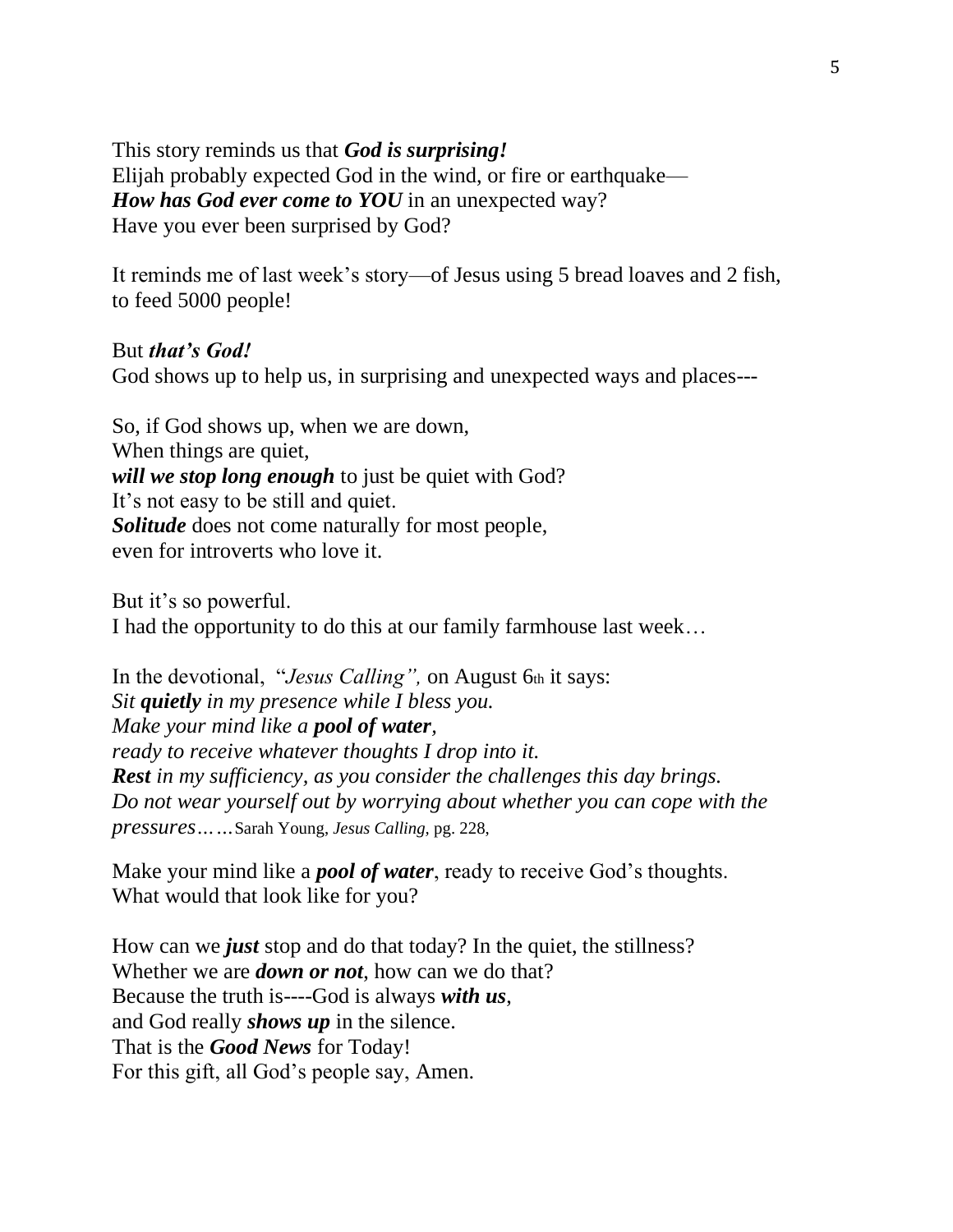This story reminds us that ***God is surprising!***
Elijah probably expected God in the wind, or fire or earthquake—
***How has God ever come to YOU*** in an unexpected way?
Have you ever been surprised by God?

It reminds me of last week's story—of Jesus using 5 bread loaves and 2 fish, to feed 5000 people!

But ***that's God!***
God shows up to help us, in surprising and unexpected ways and places---

So, if God shows up, when we are down,
When things are quiet,
***will we stop long enough*** to just be quiet with God?
It's not easy to be still and quiet.
***Solitude*** does not come naturally for most people,
even for introverts who love it.

But it's so powerful.
I had the opportunity to do this at our family farmhouse last week…

In the devotional, "*Jesus Calling",* on August 6th it says:
*Sit **quietly** in my presence while I bless you.*
*Make your mind like a **pool of water**,*
*ready to receive whatever thoughts I drop into it.*
***Rest*** *in my sufficiency, as you consider the challenges this day brings.*
*Do not wear yourself out by worrying about whether you can cope with the pressures……* Sarah Young, *Jesus Calling,* pg. 228,

Make your mind like a ***pool of water***, ready to receive God's thoughts.
What would that look like for you?

How can we ***just*** stop and do that today? In the quiet, the stillness?
Whether we are ***down or not***, how can we do that?
Because the truth is----God is always ***with us***,
and God really ***shows up*** in the silence.
That is the ***Good News*** for Today!
For this gift, all God's people say, Amen.